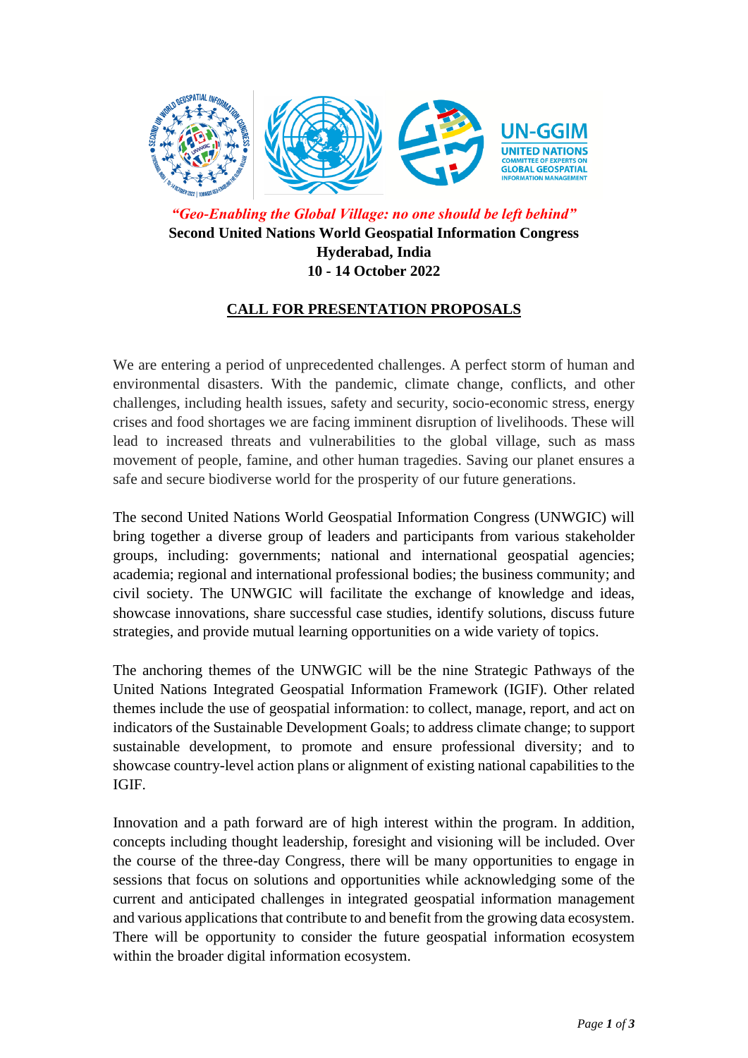*"Geo-Enabling the Global Village: no one should be left behind"*

**Second United Nations World Geospatial Information Congress**
**Hyderabad, India**
**10 - 14 October 2022**

## CALL FOR PRESENTATION PROPOSALS

We are entering a period of unprecedented challenges. A perfect storm of human and environmental disasters. With the pandemic, climate change, conflicts, and other challenges, including health issues, safety and security, socio-economic stress, energy crises and food shortages we are facing imminent disruption of livelihoods. These will lead to increased threats and vulnerabilities to the global village, such as mass movement of people, famine, and other human tragedies. Saving our planet ensures a safe and secure biodiverse world for the prosperity of our future generations.

The second United Nations World Geospatial Information Congress (UNWGIC) will bring together a diverse group of leaders and participants from various stakeholder groups, including: governments; national and international geospatial agencies; academia; regional and international professional bodies; the business community; and civil society. The UNWGIC will facilitate the exchange of knowledge and ideas, showcase innovations, share successful case studies, identify solutions, discuss future strategies, and provide mutual learning opportunities on a wide variety of topics.

The anchoring themes of the UNWGIC will be the nine Strategic Pathways of the United Nations Integrated Geospatial Information Framework (IGIF). Other related themes include the use of geospatial information: to collect, manage, report, and act on indicators of the Sustainable Development Goals; to address climate change; to support sustainable development, to promote and ensure professional diversity; and to showcase country-level action plans or alignment of existing national capabilities to the IGIF.

Innovation and a path forward are of high interest within the program. In addition, concepts including thought leadership, foresight and visioning will be included. Over the course of the three-day Congress, there will be many opportunities to engage in sessions that focus on solutions and opportunities while acknowledging some of the current and anticipated challenges in integrated geospatial information management and various applications that contribute to and benefit from the growing data ecosystem. There will be opportunity to consider the future geospatial information ecosystem within the broader digital information ecosystem.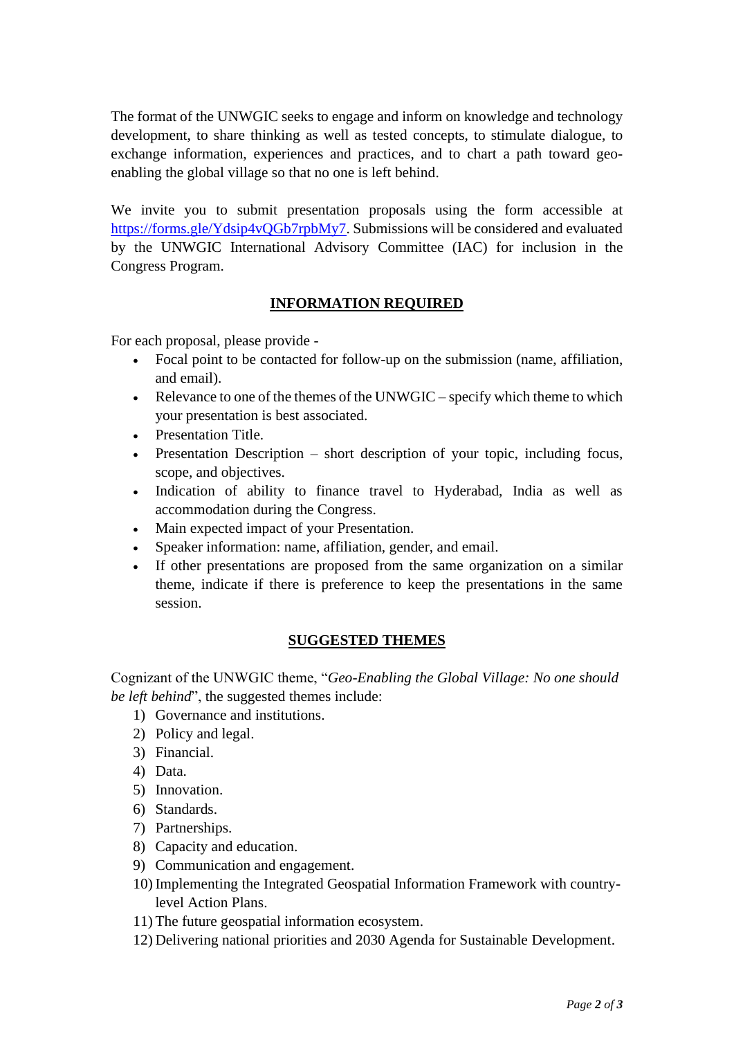The format of the UNWGIC seeks to engage and inform on knowledge and technology development, to share thinking as well as tested concepts, to stimulate dialogue, to exchange information, experiences and practices, and to chart a path toward geo-enabling the global village so that no one is left behind.

We invite you to submit presentation proposals using the form accessible at [https://forms.gle/Ydsip4vQGb7rpbMy7](https://forms.gle/Ydsip4vQGb7rpbMy7). Submissions will be considered and evaluated by the UNWGIC International Advisory Committee (IAC) for inclusion in the Congress Program.

## INFORMATION REQUIRED

For each proposal, please provide -

- Focal point to be contacted for follow-up on the submission (name, affiliation, and email).
- Relevance to one of the themes of the UNWGIC – specify which theme to which your presentation is best associated.
- Presentation Title.
- Presentation Description – short description of your topic, including focus, scope, and objectives.
- Indication of ability to finance travel to Hyderabad, India as well as accommodation during the Congress.
- Main expected impact of your Presentation.
- Speaker information: name, affiliation, gender, and email.
- If other presentations are proposed from the same organization on a similar theme, indicate if there is preference to keep the presentations in the same session.

## SUGGESTED THEMES

Cognizant of the UNWGIC theme, "*Geo-Enabling the Global Village: No one should be left behind*", the suggested themes include:

1) Governance and institutions.
2) Policy and legal.
3) Financial.
4) Data.
5) Innovation.
6) Standards.
7) Partnerships.
8) Capacity and education.
9) Communication and engagement.
10) Implementing the Integrated Geospatial Information Framework with country-level Action Plans.
11) The future geospatial information ecosystem.
12) Delivering national priorities and 2030 Agenda for Sustainable Development.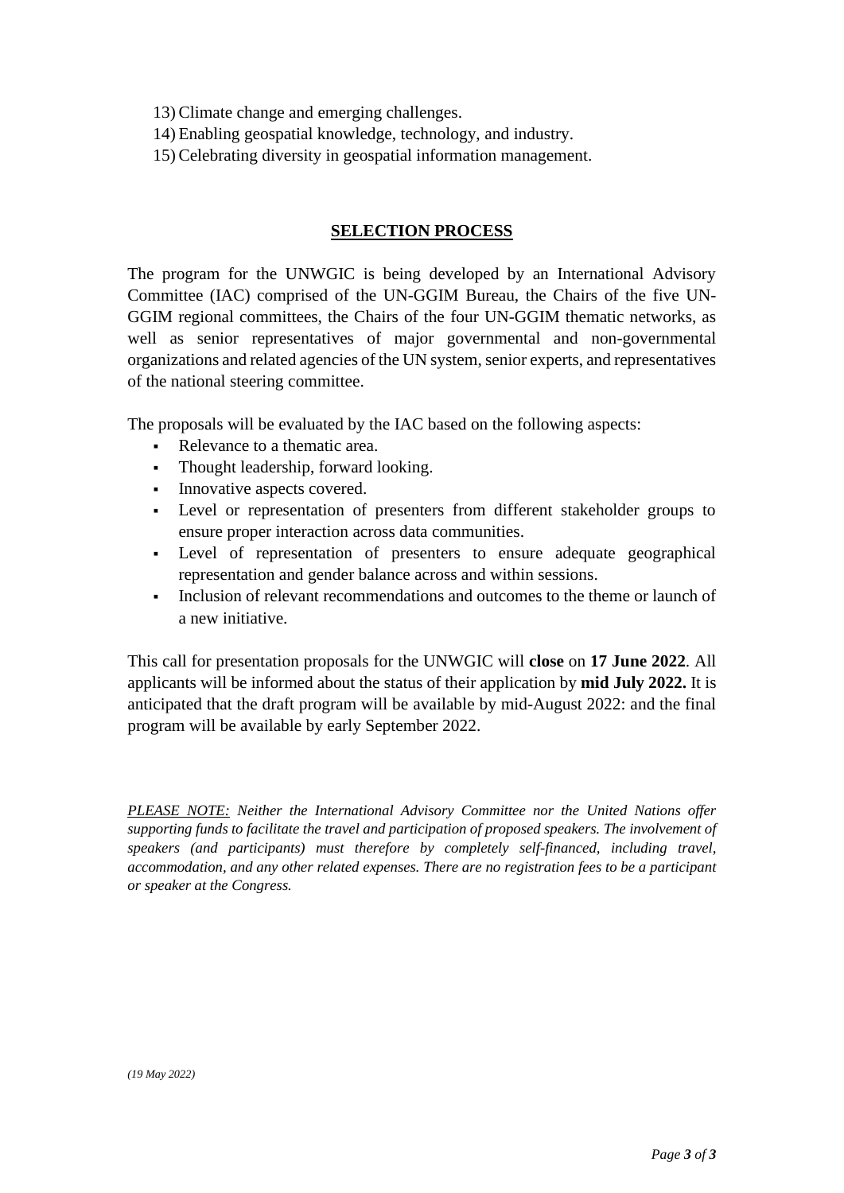13) Climate change and emerging challenges.
14) Enabling geospatial knowledge, technology, and industry.
15) Celebrating diversity in geospatial information management.

## SELECTION PROCESS

The program for the UNWGIC is being developed by an International Advisory Committee (IAC) comprised of the UN-GGIM Bureau, the Chairs of the five UN-GGIM regional committees, the Chairs of the four UN-GGIM thematic networks, as well as senior representatives of major governmental and non-governmental organizations and related agencies of the UN system, senior experts, and representatives of the national steering committee.

The proposals will be evaluated by the IAC based on the following aspects:

- Relevance to a thematic area.
- Thought leadership, forward looking.
- Innovative aspects covered.
- Level or representation of presenters from different stakeholder groups to ensure proper interaction across data communities.
- Level of representation of presenters to ensure adequate geographical representation and gender balance across and within sessions.
- Inclusion of relevant recommendations and outcomes to the theme or launch of a new initiative.

This call for presentation proposals for the UNWGIC will **close** on **17 June 2022**. All applicants will be informed about the status of their application by **mid July 2022.** It is anticipated that the draft program will be available by mid-August 2022: and the final program will be available by early September 2022.

*PLEASE NOTE: Neither the International Advisory Committee nor the United Nations offer supporting funds to facilitate the travel and participation of proposed speakers. The involvement of speakers (and participants) must therefore by completely self-financed, including travel, accommodation, and any other related expenses. There are no registration fees to be a participant or speaker at the Congress.*

*(19 May 2022)*